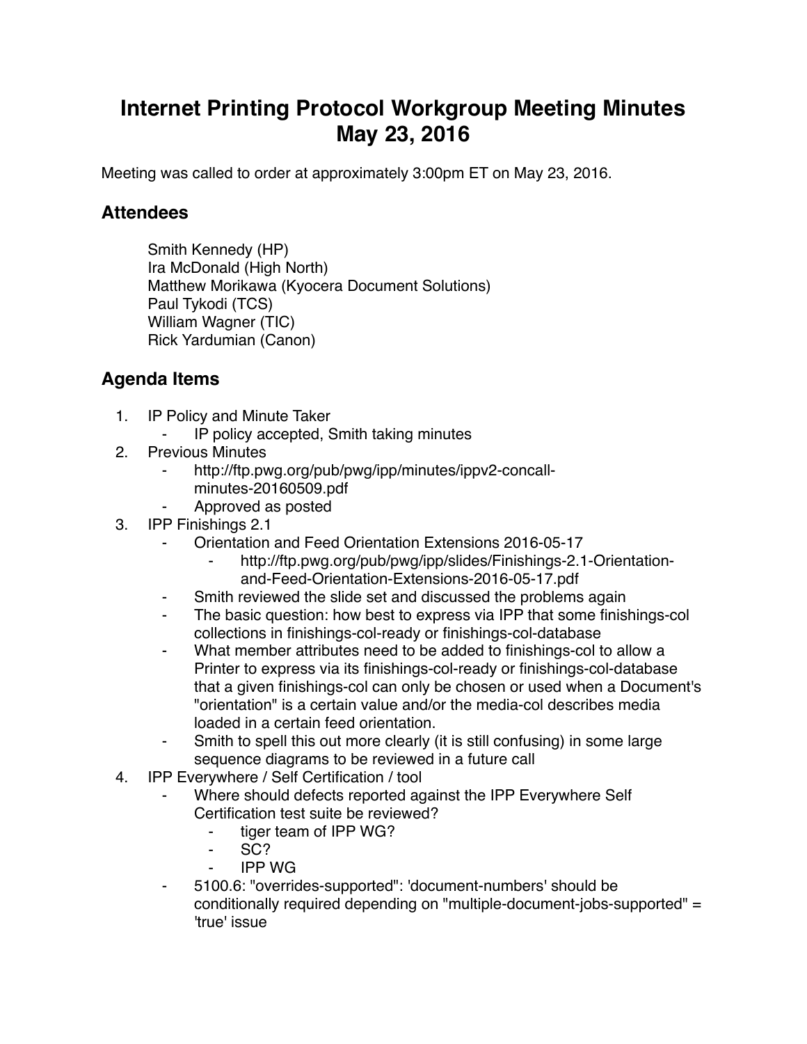# Internet Printing Protocol Workgroup Meeting Minutes May 23, 2016

Meeting was called to order at approximately 3:00pm ET on May 23, 2016.

## Attendees

Smith Kennedy (HP)  
Ira McDonald (High North)  
Matthew Morikawa (Kyocera Document Solutions)  
Paul Tykodi (TCS)  
William Wagner (TIC)  
Rick Yardumian (Canon)

## Agenda Items

1. IP Policy and Minute Taker
    - IP policy accepted, Smith taking minutes
2. Previous Minutes
    - http://ftp.pwg.org/pub/pwg/ipp/minutes/ippv2-concall-minutes-20160509.pdf
    - Approved as posted
3. IPP Finishings 2.1
    - Orientation and Feed Orientation Extensions 2016-05-17
        - http://ftp.pwg.org/pub/pwg/ipp/slides/Finishings-2.1-Orientation-and-Feed-Orientation-Extensions-2016-05-17.pdf
    - Smith reviewed the slide set and discussed the problems again
    - The basic question: how best to express via IPP that some finishings-col collections in finishings-col-ready or finishings-col-database
    - What member attributes need to be added to finishings-col to allow a Printer to express via its finishings-col-ready or finishings-col-database that a given finishings-col can only be chosen or used when a Document's "orientation" is a certain value and/or the media-col describes media loaded in a certain feed orientation.
    - Smith to spell this out more clearly (it is still confusing) in some large sequence diagrams to be reviewed in a future call
4. IPP Everywhere / Self Certification / tool
    - Where should defects reported against the IPP Everywhere Self Certification test suite be reviewed?
        - tiger team of IPP WG?
        - SC?
        - IPP WG
    - 5100.6: "overrides-supported": 'document-numbers' should be conditionally required depending on "multiple-document-jobs-supported" = 'true' issue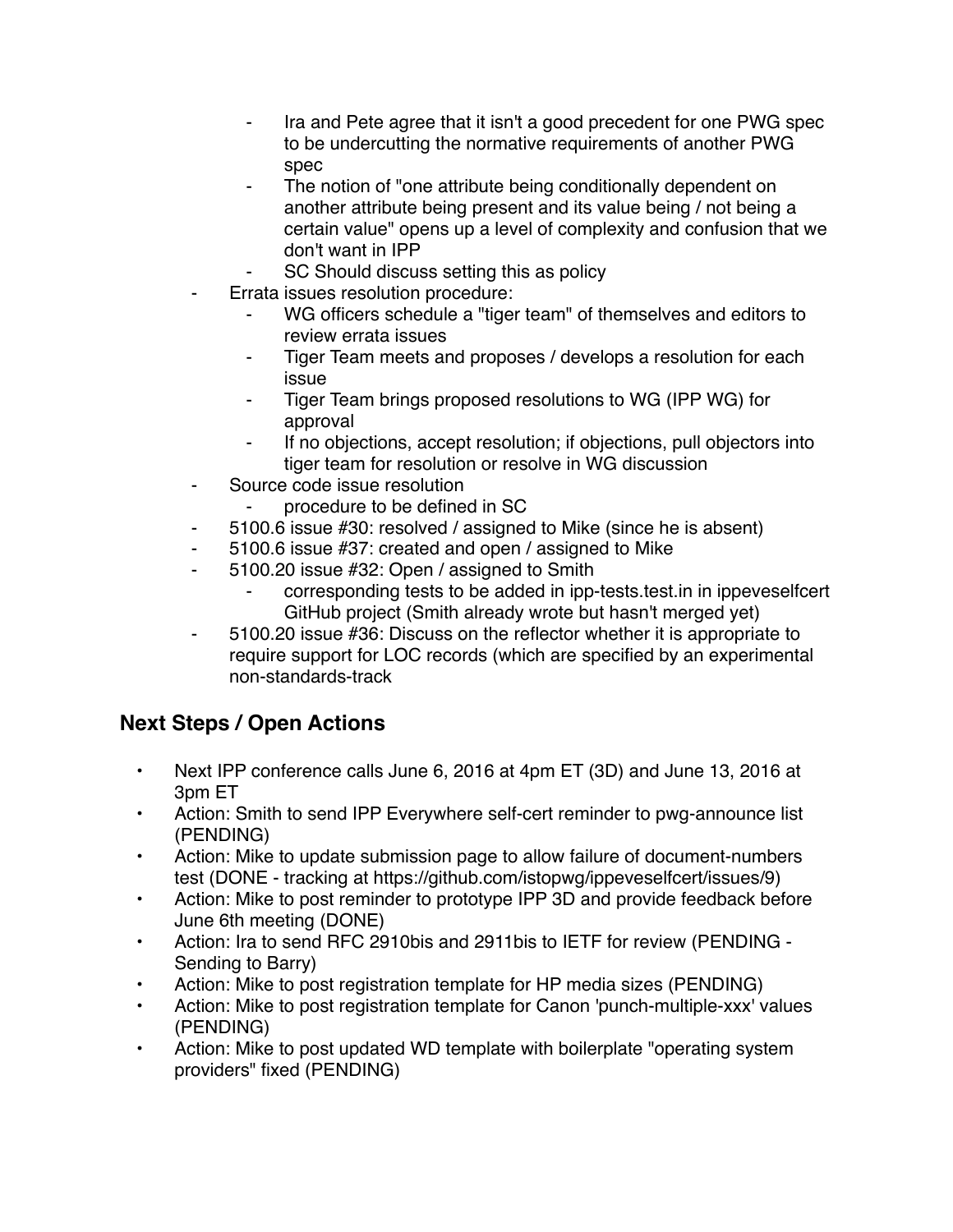- Ira and Pete agree that it isn't a good precedent for one PWG spec to be undercutting the normative requirements of another PWG spec
        - The notion of "one attribute being conditionally dependent on another attribute being present and its value being / not being a certain value" opens up a level of complexity and confusion that we don't want in IPP
        - SC Should discuss setting this as policy
    - Errata issues resolution procedure:
        - WG officers schedule a "tiger team" of themselves and editors to review errata issues
        - Tiger Team meets and proposes / develops a resolution for each issue
        - Tiger Team brings proposed resolutions to WG (IPP WG) for approval
        - If no objections, accept resolution; if objections, pull objectors into tiger team for resolution or resolve in WG discussion
    - Source code issue resolution
        - procedure to be defined in SC
    - 5100.6 issue #30: resolved / assigned to Mike (since he is absent)
    - 5100.6 issue #37: created and open / assigned to Mike
    - 5100.20 issue #32: Open / assigned to Smith
        - corresponding tests to be added in ipp-tests.test.in in ippeveselfcert GitHub project (Smith already wrote but hasn't merged yet)
    - 5100.20 issue #36: Discuss on the reflector whether it is appropriate to require support for LOC records (which are specified by an experimental non-standards-track

## Next Steps / Open Actions

- Next IPP conference calls June 6, 2016 at 4pm ET (3D) and June 13, 2016 at 3pm ET
- Action: Smith to send IPP Everywhere self-cert reminder to pwg-announce list (PENDING)
- Action: Mike to update submission page to allow failure of document-numbers test (DONE - tracking at https://github.com/istopwg/ippeveselfcert/issues/9)
- Action: Mike to post reminder to prototype IPP 3D and provide feedback before June 6th meeting (DONE)
- Action: Ira to send RFC 2910bis and 2911bis to IETF for review (PENDING - Sending to Barry)
- Action: Mike to post registration template for HP media sizes (PENDING)
- Action: Mike to post registration template for Canon 'punch-multiple-xxx' values (PENDING)
- Action: Mike to post updated WD template with boilerplate "operating system providers" fixed (PENDING)